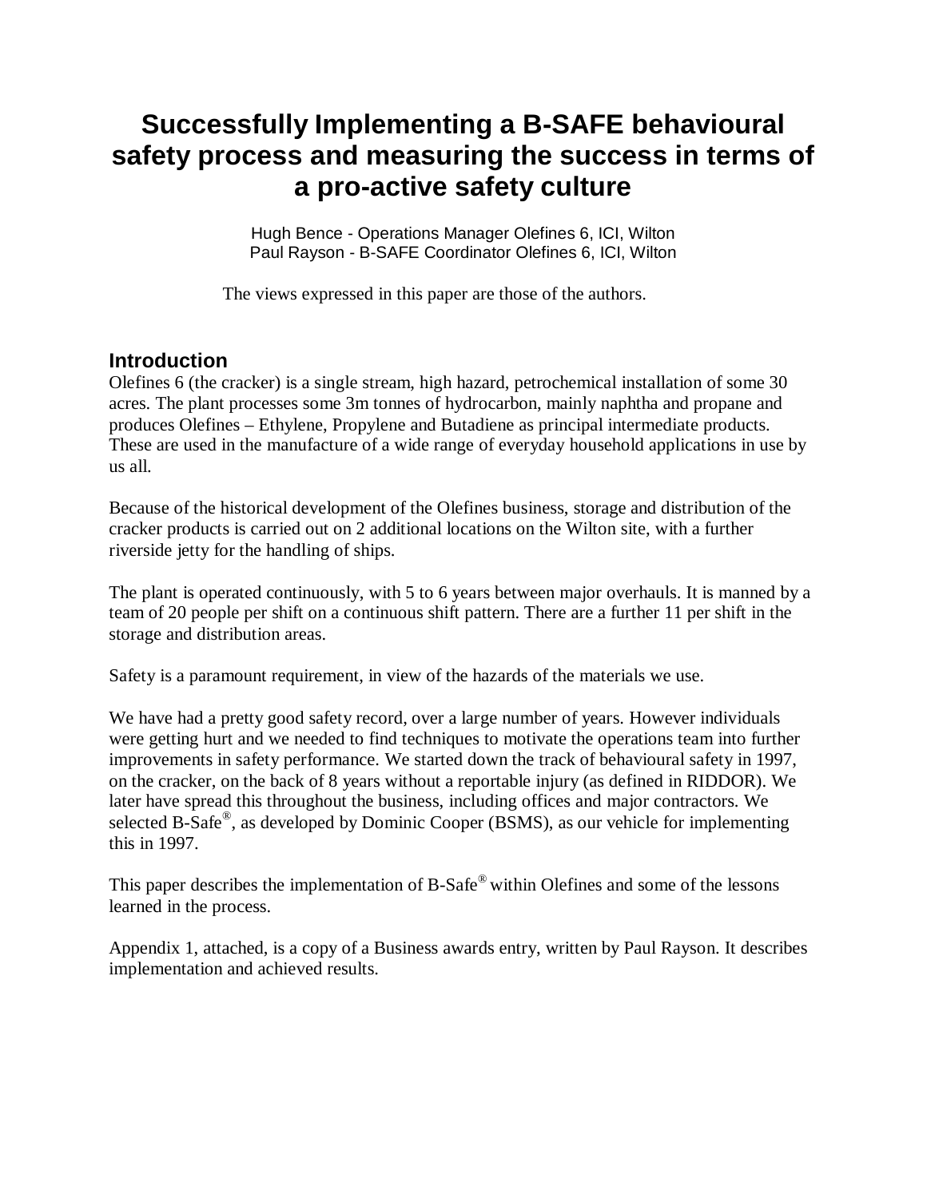# Successfully Implementing a B-SAFE behavioural safety process and measuring the success in terms of a pro-active safety culture

Hugh Bence - Operations Manager Olefines 6, ICI, Wilton
Paul Rayson - B-SAFE Coordinator Olefines 6, ICI, Wilton

The views expressed in this paper are those of the authors.

## Introduction

Olefines 6 (the cracker) is a single stream, high hazard, petrochemical installation of some 30 acres. The plant processes some 3m tonnes of hydrocarbon, mainly naphtha and propane and produces Olefines – Ethylene, Propylene and Butadiene as principal intermediate products. These are used in the manufacture of a wide range of everyday household applications in use by us all.

Because of the historical development of the Olefines business, storage and distribution of the cracker products is carried out on 2 additional locations on the Wilton site, with a further riverside jetty for the handling of ships.

The plant is operated continuously, with 5 to 6 years between major overhauls. It is manned by a team of 20 people per shift on a continuous shift pattern. There are a further 11 per shift in the storage and distribution areas.

Safety is a paramount requirement, in view of the hazards of the materials we use.

We have had a pretty good safety record, over a large number of years. However individuals were getting hurt and we needed to find techniques to motivate the operations team into further improvements in safety performance. We started down the track of behavioural safety in 1997, on the cracker, on the back of 8 years without a reportable injury (as defined in RIDDOR). We later have spread this throughout the business, including offices and major contractors. We selected B-Safe®, as developed by Dominic Cooper (BSMS), as our vehicle for implementing this in 1997.

This paper describes the implementation of B-Safe® within Olefines and some of the lessons learned in the process.

Appendix 1, attached, is a copy of a Business awards entry, written by Paul Rayson. It describes implementation and achieved results.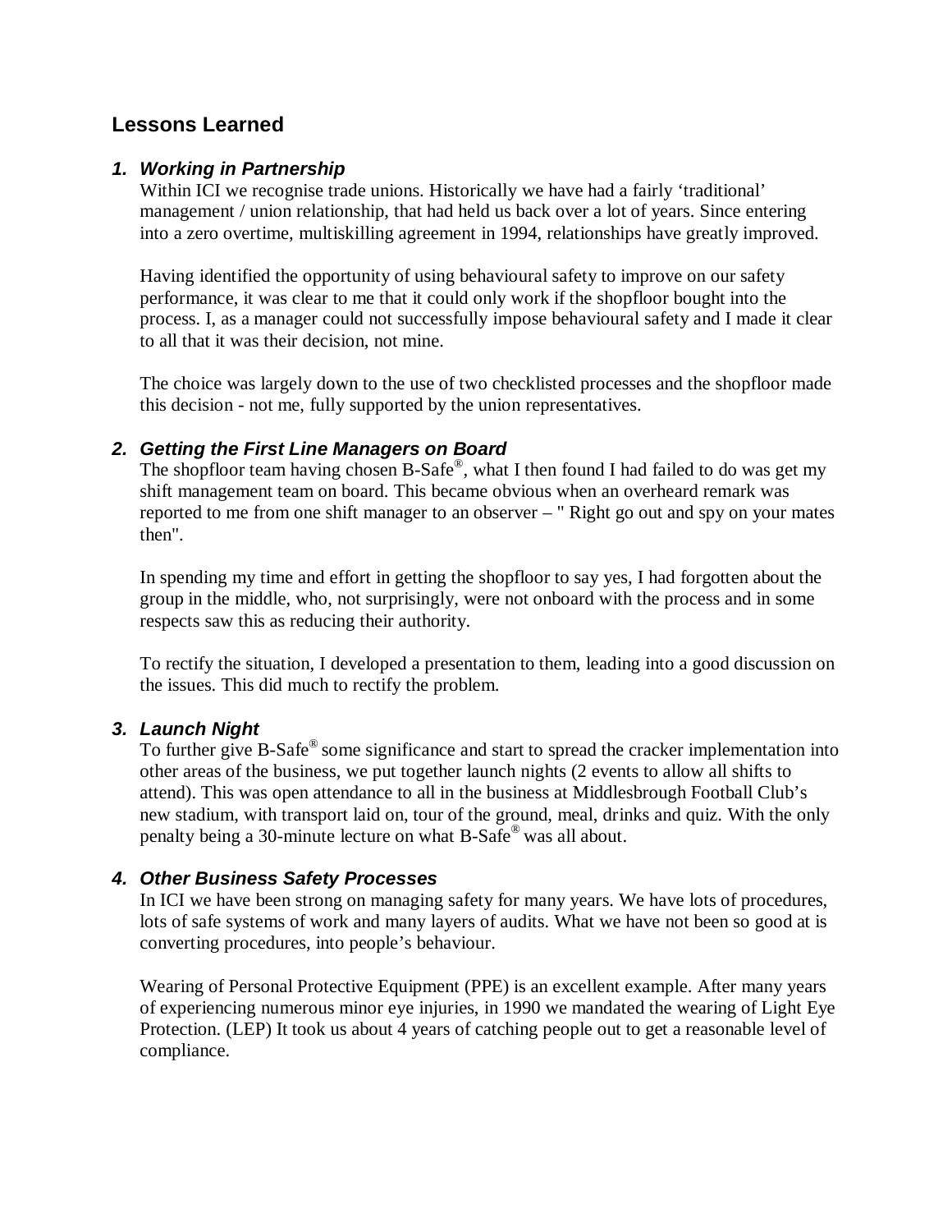## Lessons Learned

### 1. *Working in Partnership*

Within ICI we recognise trade unions. Historically we have had a fairly 'traditional' management / union relationship, that had held us back over a lot of years. Since entering into a zero overtime, multiskilling agreement in 1994, relationships have greatly improved.

Having identified the opportunity of using behavioural safety to improve on our safety performance, it was clear to me that it could only work if the shopfloor bought into the process. I, as a manager could not successfully impose behavioural safety and I made it clear to all that it was their decision, not mine.

The choice was largely down to the use of two checklisted processes and the shopfloor made this decision - not me, fully supported by the union representatives.

### 2. *Getting the First Line Managers on Board*

The shopfloor team having chosen B-Safe®, what I then found I had failed to do was get my shift management team on board. This became obvious when an overheard remark was reported to me from one shift manager to an observer – " Right go out and spy on your mates then".

In spending my time and effort in getting the shopfloor to say yes, I had forgotten about the group in the middle, who, not surprisingly, were not onboard with the process and in some respects saw this as reducing their authority.

To rectify the situation, I developed a presentation to them, leading into a good discussion on the issues. This did much to rectify the problem.

### 3. *Launch Night*

To further give B-Safe® some significance and start to spread the cracker implementation into other areas of the business, we put together launch nights (2 events to allow all shifts to attend). This was open attendance to all in the business at Middlesbrough Football Club's new stadium, with transport laid on, tour of the ground, meal, drinks and quiz. With the only penalty being a 30-minute lecture on what B-Safe® was all about.

### 4. *Other Business Safety Processes*

In ICI we have been strong on managing safety for many years. We have lots of procedures, lots of safe systems of work and many layers of audits. What we have not been so good at is converting procedures, into people's behaviour.

Wearing of Personal Protective Equipment (PPE) is an excellent example. After many years of experiencing numerous minor eye injuries, in 1990 we mandated the wearing of Light Eye Protection. (LEP) It took us about 4 years of catching people out to get a reasonable level of compliance.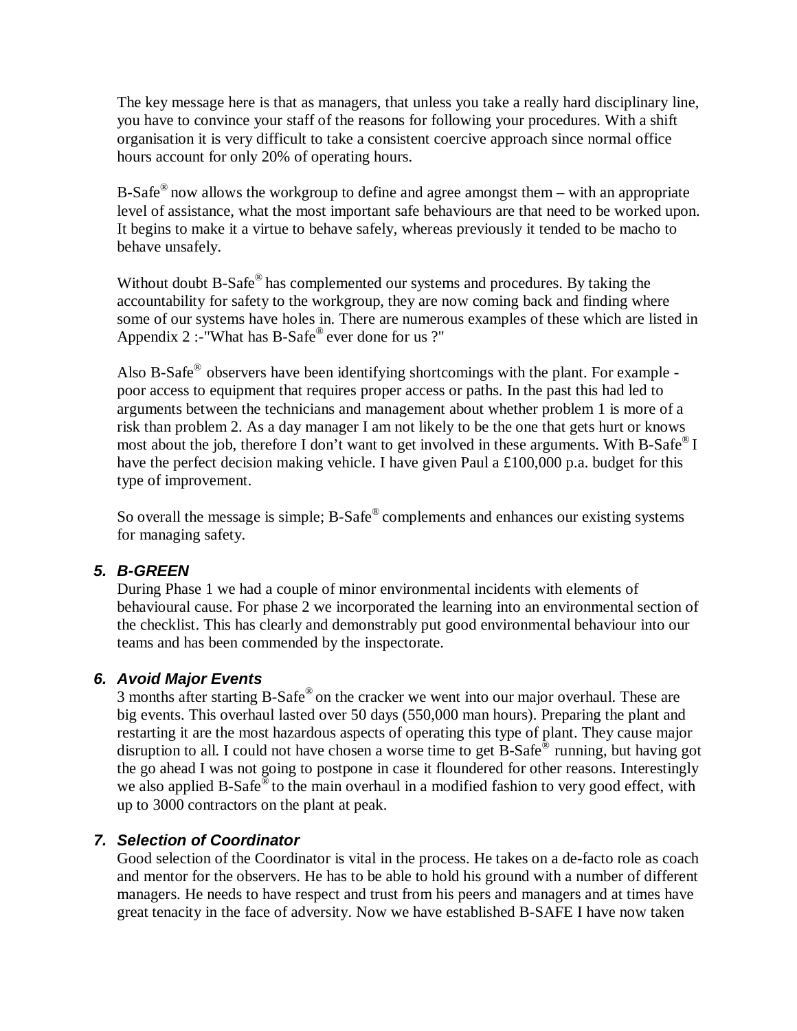The key message here is that as managers, that unless you take a really hard disciplinary line, you have to convince your staff of the reasons for following your procedures. With a shift organisation it is very difficult to take a consistent coercive approach since normal office hours account for only 20% of operating hours.

B-Safe® now allows the workgroup to define and agree amongst them – with an appropriate level of assistance, what the most important safe behaviours are that need to be worked upon. It begins to make it a virtue to behave safely, whereas previously it tended to be macho to behave unsafely.

Without doubt B-Safe® has complemented our systems and procedures. By taking the accountability for safety to the workgroup, they are now coming back and finding where some of our systems have holes in. There are numerous examples of these which are listed in Appendix 2 :-"What has B-Safe® ever done for us ?"

Also B-Safe® observers have been identifying shortcomings with the plant. For example - poor access to equipment that requires proper access or paths. In the past this had led to arguments between the technicians and management about whether problem 1 is more of a risk than problem 2. As a day manager I am not likely to be the one that gets hurt or knows most about the job, therefore I don't want to get involved in these arguments. With B-Safe® I have the perfect decision making vehicle. I have given Paul a £100,000 p.a. budget for this type of improvement.

So overall the message is simple; B-Safe® complements and enhances our existing systems for managing safety.

### *5. B-GREEN*

During Phase 1 we had a couple of minor environmental incidents with elements of behavioural cause. For phase 2 we incorporated the learning into an environmental section of the checklist. This has clearly and demonstrably put good environmental behaviour into our teams and has been commended by the inspectorate.

### *6. Avoid Major Events*

3 months after starting B-Safe® on the cracker we went into our major overhaul. These are big events. This overhaul lasted over 50 days (550,000 man hours). Preparing the plant and restarting it are the most hazardous aspects of operating this type of plant. They cause major disruption to all. I could not have chosen a worse time to get B-Safe® running, but having got the go ahead I was not going to postpone in case it floundered for other reasons. Interestingly we also applied B-Safe® to the main overhaul in a modified fashion to very good effect, with up to 3000 contractors on the plant at peak.

### *7. Selection of Coordinator*

Good selection of the Coordinator is vital in the process. He takes on a de-facto role as coach and mentor for the observers. He has to be able to hold his ground with a number of different managers. He needs to have respect and trust from his peers and managers and at times have great tenacity in the face of adversity. Now we have established B-SAFE I have now taken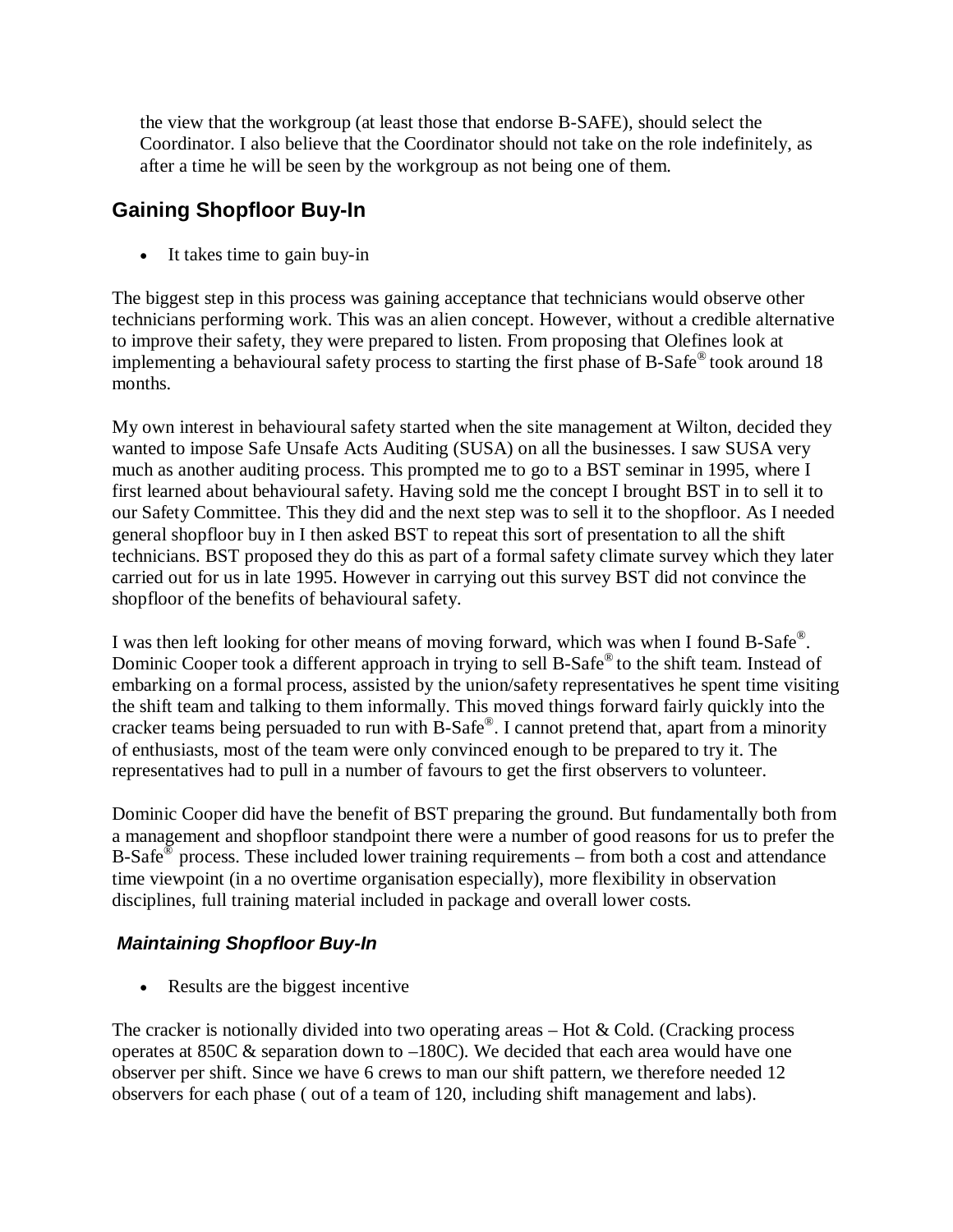the view that the workgroup (at least those that endorse B-SAFE), should select the Coordinator. I also believe that the Coordinator should not take on the role indefinitely, as after a time he will be seen by the workgroup as not being one of them.

## Gaining Shopfloor Buy-In

- It takes time to gain buy-in

The biggest step in this process was gaining acceptance that technicians would observe other technicians performing work. This was an alien concept. However, without a credible alternative to improve their safety, they were prepared to listen. From proposing that Olefines look at implementing a behavioural safety process to starting the first phase of B-Safe® took around 18 months.

My own interest in behavioural safety started when the site management at Wilton, decided they wanted to impose Safe Unsafe Acts Auditing (SUSA) on all the businesses. I saw SUSA very much as another auditing process. This prompted me to go to a BST seminar in 1995, where I first learned about behavioural safety. Having sold me the concept I brought BST in to sell it to our Safety Committee. This they did and the next step was to sell it to the shopfloor. As I needed general shopfloor buy in I then asked BST to repeat this sort of presentation to all the shift technicians. BST proposed they do this as part of a formal safety climate survey which they later carried out for us in late 1995. However in carrying out this survey BST did not convince the shopfloor of the benefits of behavioural safety.

I was then left looking for other means of moving forward, which was when I found B-Safe®. Dominic Cooper took a different approach in trying to sell B-Safe® to the shift team. Instead of embarking on a formal process, assisted by the union/safety representatives he spent time visiting the shift team and talking to them informally. This moved things forward fairly quickly into the cracker teams being persuaded to run with B-Safe®. I cannot pretend that, apart from a minority of enthusiasts, most of the team were only convinced enough to be prepared to try it. The representatives had to pull in a number of favours to get the first observers to volunteer.

Dominic Cooper did have the benefit of BST preparing the ground. But fundamentally both from a management and shopfloor standpoint there were a number of good reasons for us to prefer the B-Safe® process. These included lower training requirements – from both a cost and attendance time viewpoint (in a no overtime organisation especially), more flexibility in observation disciplines, full training material included in package and overall lower costs.

### *Maintaining Shopfloor Buy-In*

- Results are the biggest incentive

The cracker is notionally divided into two operating areas – Hot & Cold. (Cracking process operates at 850C & separation down to –180C). We decided that each area would have one observer per shift. Since we have 6 crews to man our shift pattern, we therefore needed 12 observers for each phase ( out of a team of 120, including shift management and labs).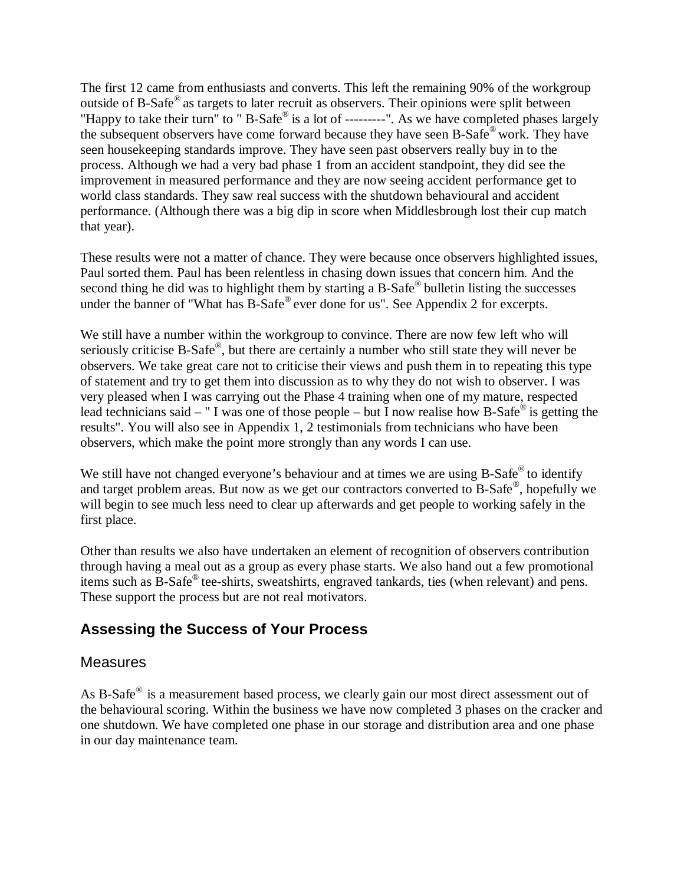The first 12 came from enthusiasts and converts. This left the remaining 90% of the workgroup outside of B-Safe® as targets to later recruit as observers. Their opinions were split between "Happy to take their turn" to " B-Safe® is a lot of ---------". As we have completed phases largely the subsequent observers have come forward because they have seen B-Safe® work. They have seen housekeeping standards improve. They have seen past observers really buy in to the process. Although we had a very bad phase 1 from an accident standpoint, they did see the improvement in measured performance and they are now seeing accident performance get to world class standards. They saw real success with the shutdown behavioural and accident performance. (Although there was a big dip in score when Middlesbrough lost their cup match that year).

These results were not a matter of chance. They were because once observers highlighted issues, Paul sorted them. Paul has been relentless in chasing down issues that concern him. And the second thing he did was to highlight them by starting a B-Safe® bulletin listing the successes under the banner of "What has B-Safe® ever done for us". See Appendix 2 for excerpts.

We still have a number within the workgroup to convince. There are now few left who will seriously criticise B-Safe®, but there are certainly a number who still state they will never be observers. We take great care not to criticise their views and push them in to repeating this type of statement and try to get them into discussion as to why they do not wish to observer. I was very pleased when I was carrying out the Phase 4 training when one of my mature, respected lead technicians said – " I was one of those people – but I now realise how B-Safe® is getting the results". You will also see in Appendix 1, 2 testimonials from technicians who have been observers, which make the point more strongly than any words I can use.

We still have not changed everyone's behaviour and at times we are using B-Safe® to identify and target problem areas. But now as we get our contractors converted to B-Safe®, hopefully we will begin to see much less need to clear up afterwards and get people to working safely in the first place.

Other than results we also have undertaken an element of recognition of observers contribution through having a meal out as a group as every phase starts. We also hand out a few promotional items such as B-Safe® tee-shirts, sweatshirts, engraved tankards, ties (when relevant) and pens. These support the process but are not real motivators.

## Assessing the Success of Your Process

### Measures

As B-Safe® is a measurement based process, we clearly gain our most direct assessment out of the behavioural scoring. Within the business we have now completed 3 phases on the cracker and one shutdown. We have completed one phase in our storage and distribution area and one phase in our day maintenance team.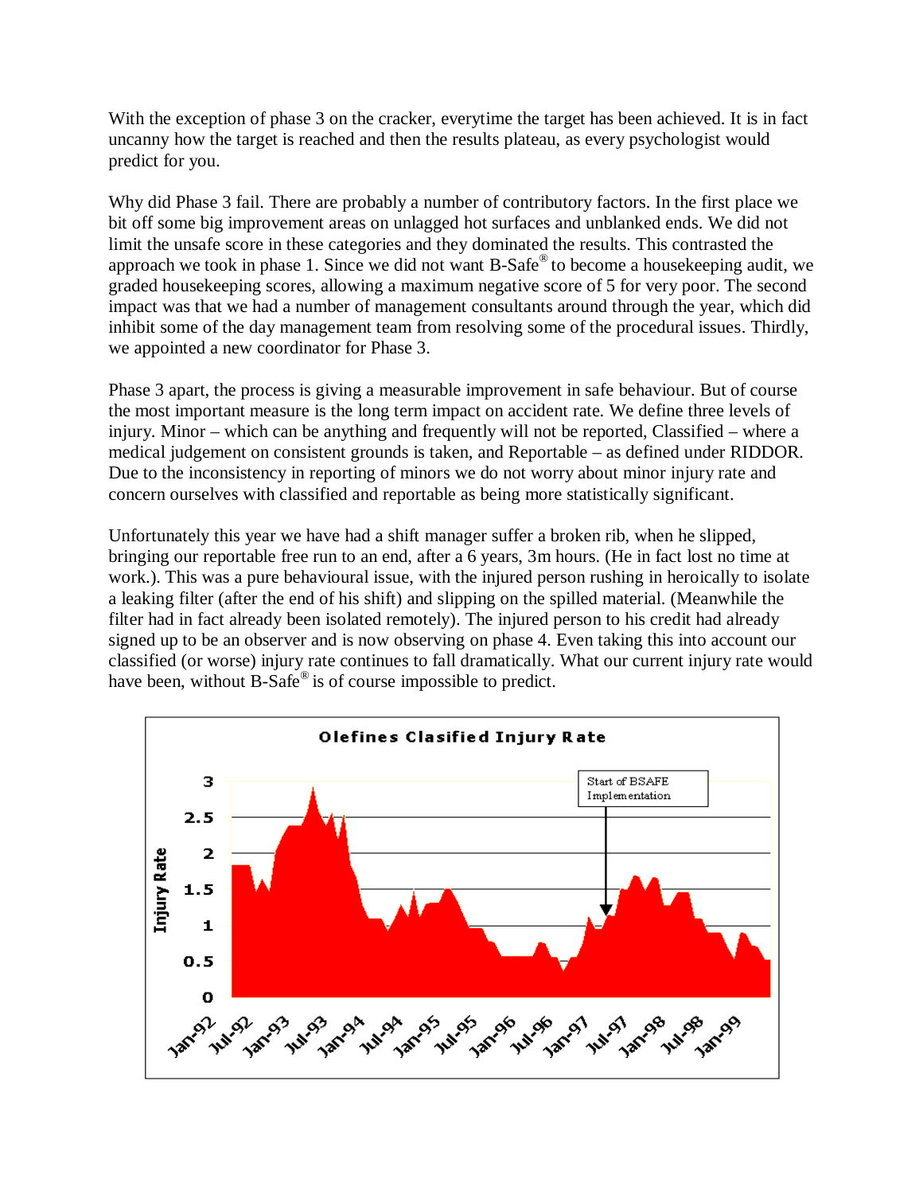With the exception of phase 3 on the cracker, everytime the target has been achieved. It is in fact uncanny how the target is reached and then the results plateau, as every psychologist would predict for you.

Why did Phase 3 fail. There are probably a number of contributory factors. In the first place we bit off some big improvement areas on unlagged hot surfaces and unblanked ends. We did not limit the unsafe score in these categories and they dominated the results. This contrasted the approach we took in phase 1. Since we did not want B-Safe® to become a housekeeping audit, we graded housekeeping scores, allowing a maximum negative score of 5 for very poor. The second impact was that we had a number of management consultants around through the year, which did inhibit some of the day management team from resolving some of the procedural issues. Thirdly, we appointed a new coordinator for Phase 3.

Phase 3 apart, the process is giving a measurable improvement in safe behaviour. But of course the most important measure is the long term impact on accident rate. We define three levels of injury. Minor – which can be anything and frequently will not be reported, Classified – where a medical judgement on consistent grounds is taken, and Reportable – as defined under RIDDOR. Due to the inconsistency in reporting of minors we do not worry about minor injury rate and concern ourselves with classified and reportable as being more statistically significant.

Unfortunately this year we have had a shift manager suffer a broken rib, when he slipped, bringing our reportable free run to an end, after a 6 years, 3m hours. (He in fact lost no time at work.). This was a pure behavioural issue, with the injured person rushing in heroically to isolate a leaking filter (after the end of his shift) and slipping on the spilled material. (Meanwhile the filter had in fact already been isolated remotely). The injured person to his credit had already signed up to be an observer and is now observing on phase 4. Even taking this into account our classified (or worse) injury rate continues to fall dramatically. What our current injury rate would have been, without B-Safe® is of course impossible to predict.

**Olefines Clasified Injury Rate**

(Chart: Injury Rate from Jan-92 to Jan-99, annotated "Start of BSAFE Implementation" at approximately Jul-97.)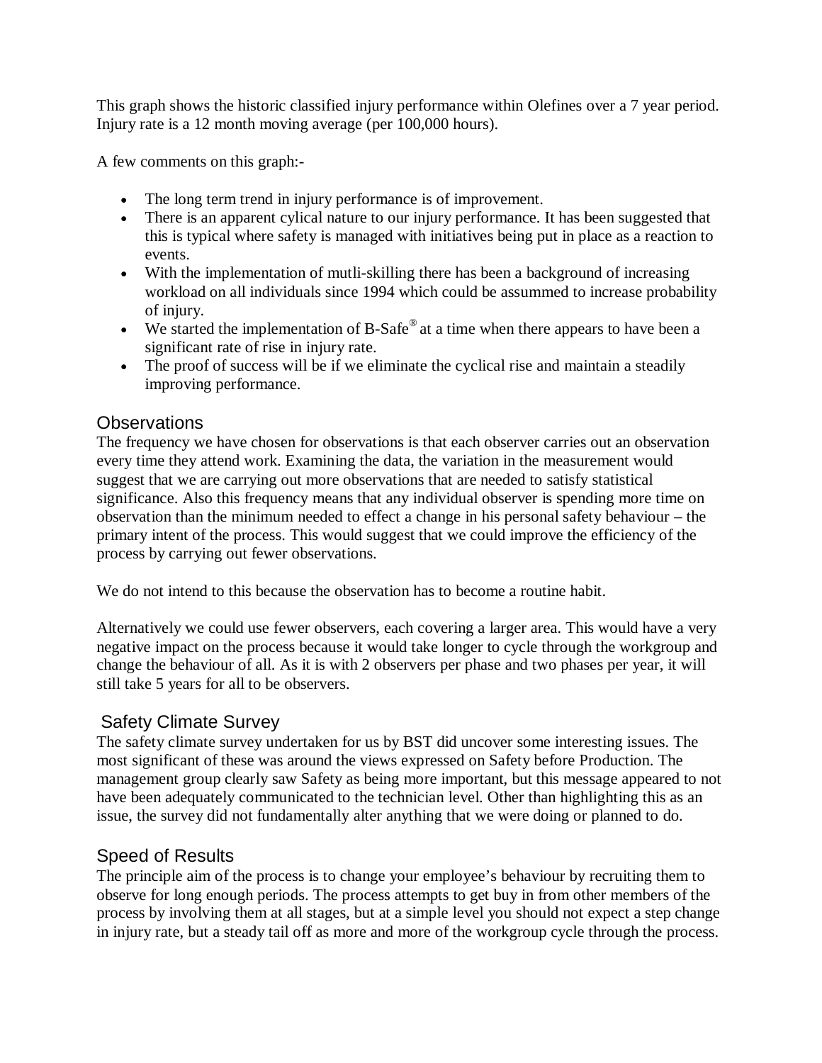This graph shows the historic classified injury performance within Olefines over a 7 year period. Injury rate is a 12 month moving average (per 100,000 hours).

A few comments on this graph:-

- The long term trend in injury performance is of improvement.
- There is an apparent cylical nature to our injury performance. It has been suggested that this is typical where safety is managed with initiatives being put in place as a reaction to events.
- With the implementation of mutli-skilling there has been a background of increasing workload on all individuals since 1994 which could be assummed to increase probability of injury.
- We started the implementation of B-Safe® at a time when there appears to have been a significant rate of rise in injury rate.
- The proof of success will be if we eliminate the cyclical rise and maintain a steadily improving performance.

## Observations

The frequency we have chosen for observations is that each observer carries out an observation every time they attend work. Examining the data, the variation in the measurement would suggest that we are carrying out more observations that are needed to satisfy statistical significance. Also this frequency means that any individual observer is spending more time on observation than the minimum needed to effect a change in his personal safety behaviour – the primary intent of the process. This would suggest that we could improve the efficiency of the process by carrying out fewer observations.

We do not intend to this because the observation has to become a routine habit.

Alternatively we could use fewer observers, each covering a larger area. This would have a very negative impact on the process because it would take longer to cycle through the workgroup and change the behaviour of all. As it is with 2 observers per phase and two phases per year, it will still take 5 years for all to be observers.

## Safety Climate Survey

The safety climate survey undertaken for us by BST did uncover some interesting issues. The most significant of these was around the views expressed on Safety before Production. The management group clearly saw Safety as being more important, but this message appeared to not have been adequately communicated to the technician level. Other than highlighting this as an issue, the survey did not fundamentally alter anything that we were doing or planned to do.

## Speed of Results

The principle aim of the process is to change your employee's behaviour by recruiting them to observe for long enough periods. The process attempts to get buy in from other members of the process by involving them at all stages, but at a simple level you should not expect a step change in injury rate, but a steady tail off as more and more of the workgroup cycle through the process.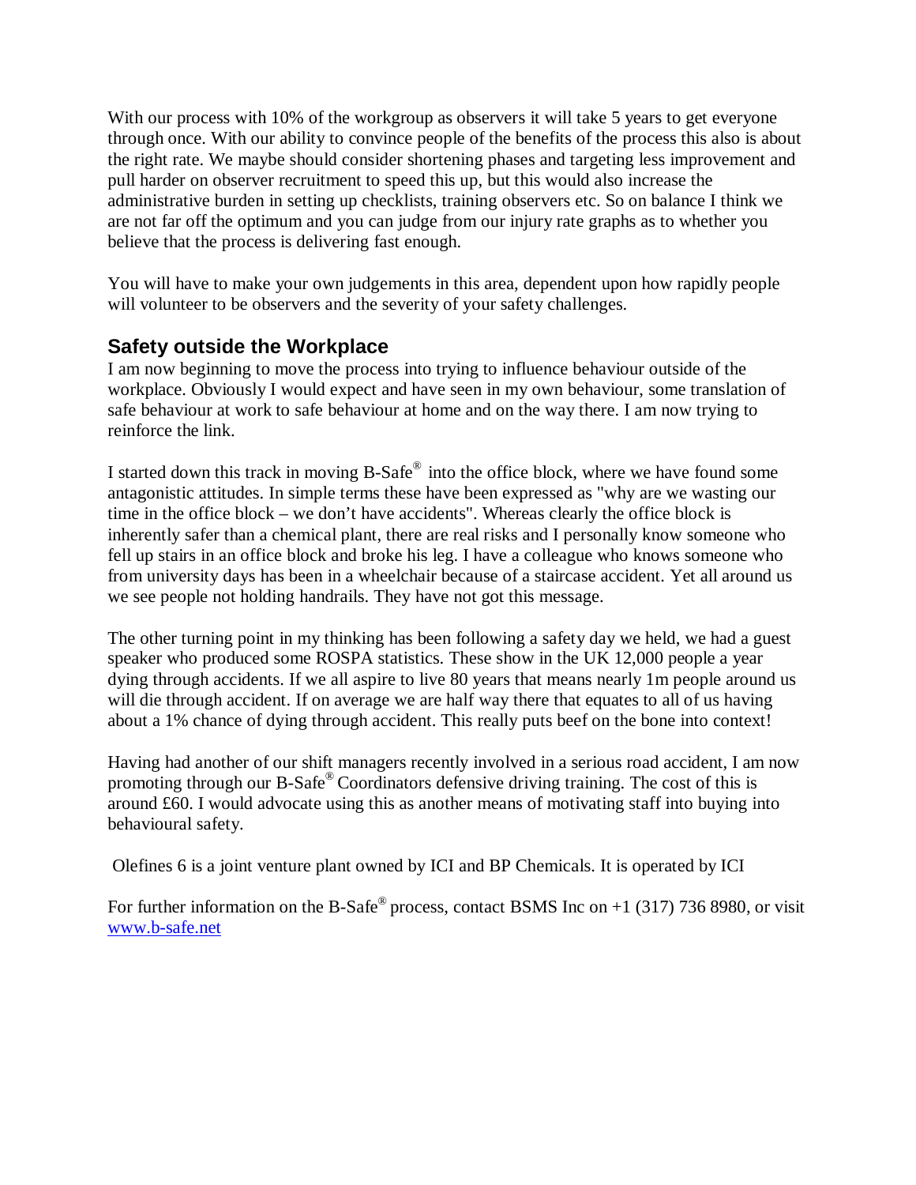With our process with 10% of the workgroup as observers it will take 5 years to get everyone through once. With our ability to convince people of the benefits of the process this also is about the right rate. We maybe should consider shortening phases and targeting less improvement and pull harder on observer recruitment to speed this up, but this would also increase the administrative burden in setting up checklists, training observers etc. So on balance I think we are not far off the optimum and you can judge from our injury rate graphs as to whether you believe that the process is delivering fast enough.

You will have to make your own judgements in this area, dependent upon how rapidly people will volunteer to be observers and the severity of your safety challenges.

## Safety outside the Workplace

I am now beginning to move the process into trying to influence behaviour outside of the workplace. Obviously I would expect and have seen in my own behaviour, some translation of safe behaviour at work to safe behaviour at home and on the way there. I am now trying to reinforce the link.

I started down this track in moving B-Safe® into the office block, where we have found some antagonistic attitudes. In simple terms these have been expressed as "why are we wasting our time in the office block – we don't have accidents". Whereas clearly the office block is inherently safer than a chemical plant, there are real risks and I personally know someone who fell up stairs in an office block and broke his leg. I have a colleague who knows someone who from university days has been in a wheelchair because of a staircase accident. Yet all around us we see people not holding handrails. They have not got this message.

The other turning point in my thinking has been following a safety day we held, we had a guest speaker who produced some ROSPA statistics. These show in the UK 12,000 people a year dying through accidents. If we all aspire to live 80 years that means nearly 1m people around us will die through accident. If on average we are half way there that equates to all of us having about a 1% chance of dying through accident. This really puts beef on the bone into context!

Having had another of our shift managers recently involved in a serious road accident, I am now promoting through our B-Safe® Coordinators defensive driving training. The cost of this is around £60. I would advocate using this as another means of motivating staff into buying into behavioural safety.

Olefines 6 is a joint venture plant owned by ICI and BP Chemicals. It is operated by ICI

For further information on the B-Safe® process, contact BSMS Inc on +1 (317) 736 8980, or visit [www.b-safe.net](http://www.b-safe.net)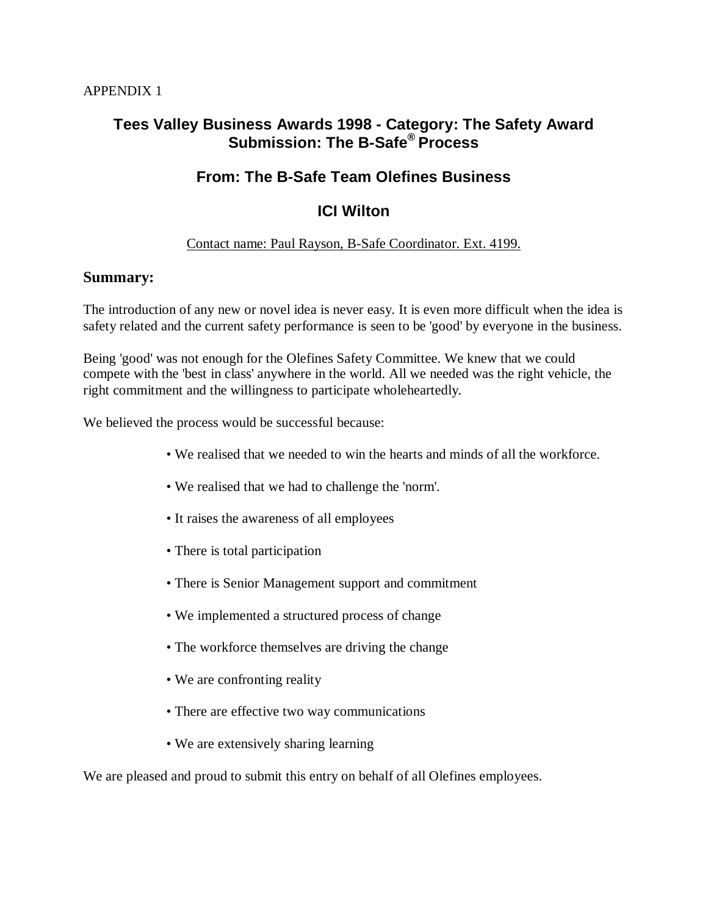APPENDIX 1

## Tees Valley Business Awards 1998 - Category: The Safety Award Submission: The B-Safe® Process

## From: The B-Safe Team Olefines Business

## ICI Wilton

Contact name: Paul Rayson, B-Safe Coordinator. Ext. 4199.

### Summary:

The introduction of any new or novel idea is never easy. It is even more difficult when the idea is safety related and the current safety performance is seen to be 'good' by everyone in the business.

Being 'good' was not enough for the Olefines Safety Committee. We knew that we could compete with the 'best in class' anywhere in the world. All we needed was the right vehicle, the right commitment and the willingness to participate wholeheartedly.

We believed the process would be successful because:

- We realised that we needed to win the hearts and minds of all the workforce.
- We realised that we had to challenge the 'norm'.
- It raises the awareness of all employees
- There is total participation
- There is Senior Management support and commitment
- We implemented a structured process of change
- The workforce themselves are driving the change
- We are confronting reality
- There are effective two way communications
- We are extensively sharing learning

We are pleased and proud to submit this entry on behalf of all Olefines employees.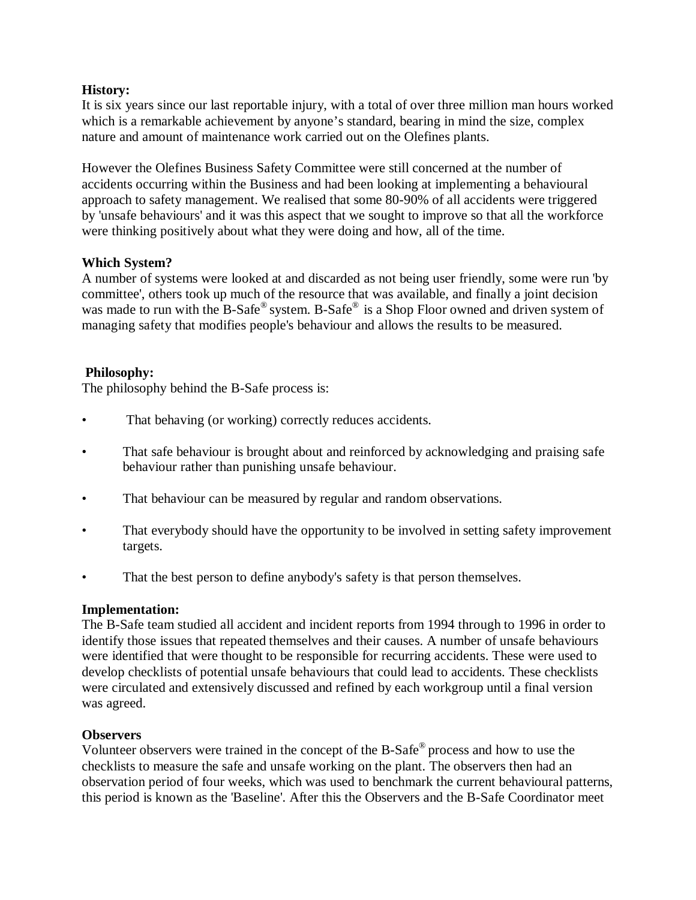**History:**
It is six years since our last reportable injury, with a total of over three million man hours worked which is a remarkable achievement by anyone's standard, bearing in mind the size, complex nature and amount of maintenance work carried out on the Olefines plants.

However the Olefines Business Safety Committee were still concerned at the number of accidents occurring within the Business and had been looking at implementing a behavioural approach to safety management. We realised that some 80-90% of all accidents were triggered by 'unsafe behaviours' and it was this aspect that we sought to improve so that all the workforce were thinking positively about what they were doing and how, all of the time.

**Which System?**
A number of systems were looked at and discarded as not being user friendly, some were run 'by committee', others took up much of the resource that was available, and finally a joint decision was made to run with the B-Safe® system. B-Safe® is a Shop Floor owned and driven system of managing safety that modifies people's behaviour and allows the results to be measured.

**Philosophy:**
The philosophy behind the B-Safe process is:

- That behaving (or working) correctly reduces accidents.
- That safe behaviour is brought about and reinforced by acknowledging and praising safe behaviour rather than punishing unsafe behaviour.
- That behaviour can be measured by regular and random observations.
- That everybody should have the opportunity to be involved in setting safety improvement targets.
- That the best person to define anybody's safety is that person themselves.

**Implementation:**
The B-Safe team studied all accident and incident reports from 1994 through to 1996 in order to identify those issues that repeated themselves and their causes. A number of unsafe behaviours were identified that were thought to be responsible for recurring accidents. These were used to develop checklists of potential unsafe behaviours that could lead to accidents. These checklists were circulated and extensively discussed and refined by each workgroup until a final version was agreed.

**Observers**
Volunteer observers were trained in the concept of the B-Safe® process and how to use the checklists to measure the safe and unsafe working on the plant. The observers then had an observation period of four weeks, which was used to benchmark the current behavioural patterns, this period is known as the 'Baseline'. After this the Observers and the B-Safe Coordinator meet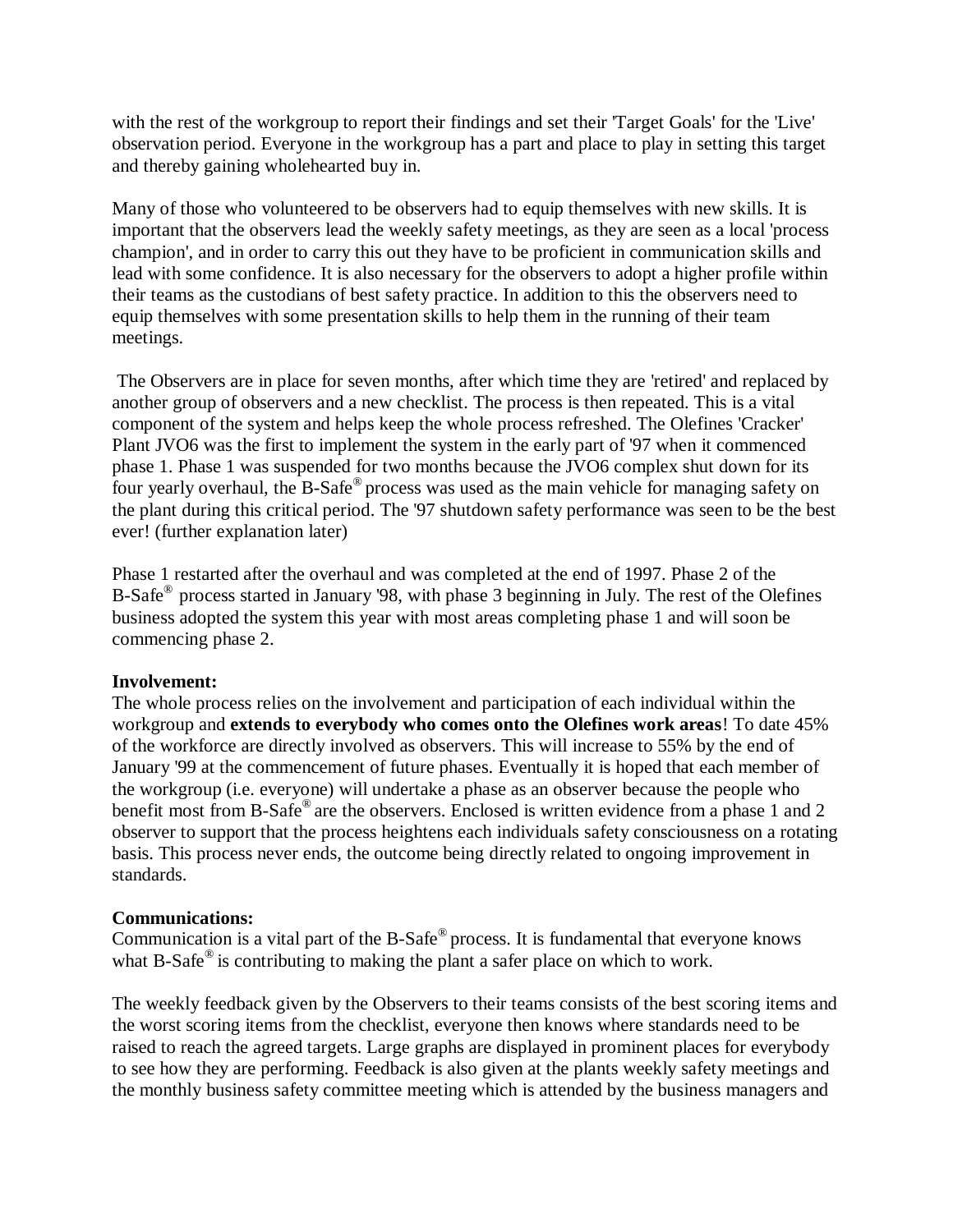with the rest of the workgroup to report their findings and set their 'Target Goals' for the 'Live' observation period. Everyone in the workgroup has a part and place to play in setting this target and thereby gaining wholehearted buy in.

Many of those who volunteered to be observers had to equip themselves with new skills. It is important that the observers lead the weekly safety meetings, as they are seen as a local 'process champion', and in order to carry this out they have to be proficient in communication skills and lead with some confidence. It is also necessary for the observers to adopt a higher profile within their teams as the custodians of best safety practice. In addition to this the observers need to equip themselves with some presentation skills to help them in the running of their team meetings.

The Observers are in place for seven months, after which time they are 'retired' and replaced by another group of observers and a new checklist. The process is then repeated. This is a vital component of the system and helps keep the whole process refreshed. The Olefines 'Cracker' Plant JVO6 was the first to implement the system in the early part of '97 when it commenced phase 1. Phase 1 was suspended for two months because the JVO6 complex shut down for its four yearly overhaul, the B-Safe® process was used as the main vehicle for managing safety on the plant during this critical period. The '97 shutdown safety performance was seen to be the best ever! (further explanation later)

Phase 1 restarted after the overhaul and was completed at the end of 1997. Phase 2 of the B-Safe® process started in January '98, with phase 3 beginning in July. The rest of the Olefines business adopted the system this year with most areas completing phase 1 and will soon be commencing phase 2.

**Involvement:**
The whole process relies on the involvement and participation of each individual within the workgroup and **extends to everybody who comes onto the Olefines work areas**! To date 45% of the workforce are directly involved as observers. This will increase to 55% by the end of January '99 at the commencement of future phases. Eventually it is hoped that each member of the workgroup (i.e. everyone) will undertake a phase as an observer because the people who benefit most from B-Safe® are the observers. Enclosed is written evidence from a phase 1 and 2 observer to support that the process heightens each individuals safety consciousness on a rotating basis. This process never ends, the outcome being directly related to ongoing improvement in standards.

**Communications:**
Communication is a vital part of the B-Safe® process. It is fundamental that everyone knows what B-Safe® is contributing to making the plant a safer place on which to work.

The weekly feedback given by the Observers to their teams consists of the best scoring items and the worst scoring items from the checklist, everyone then knows where standards need to be raised to reach the agreed targets. Large graphs are displayed in prominent places for everybody to see how they are performing. Feedback is also given at the plants weekly safety meetings and the monthly business safety committee meeting which is attended by the business managers and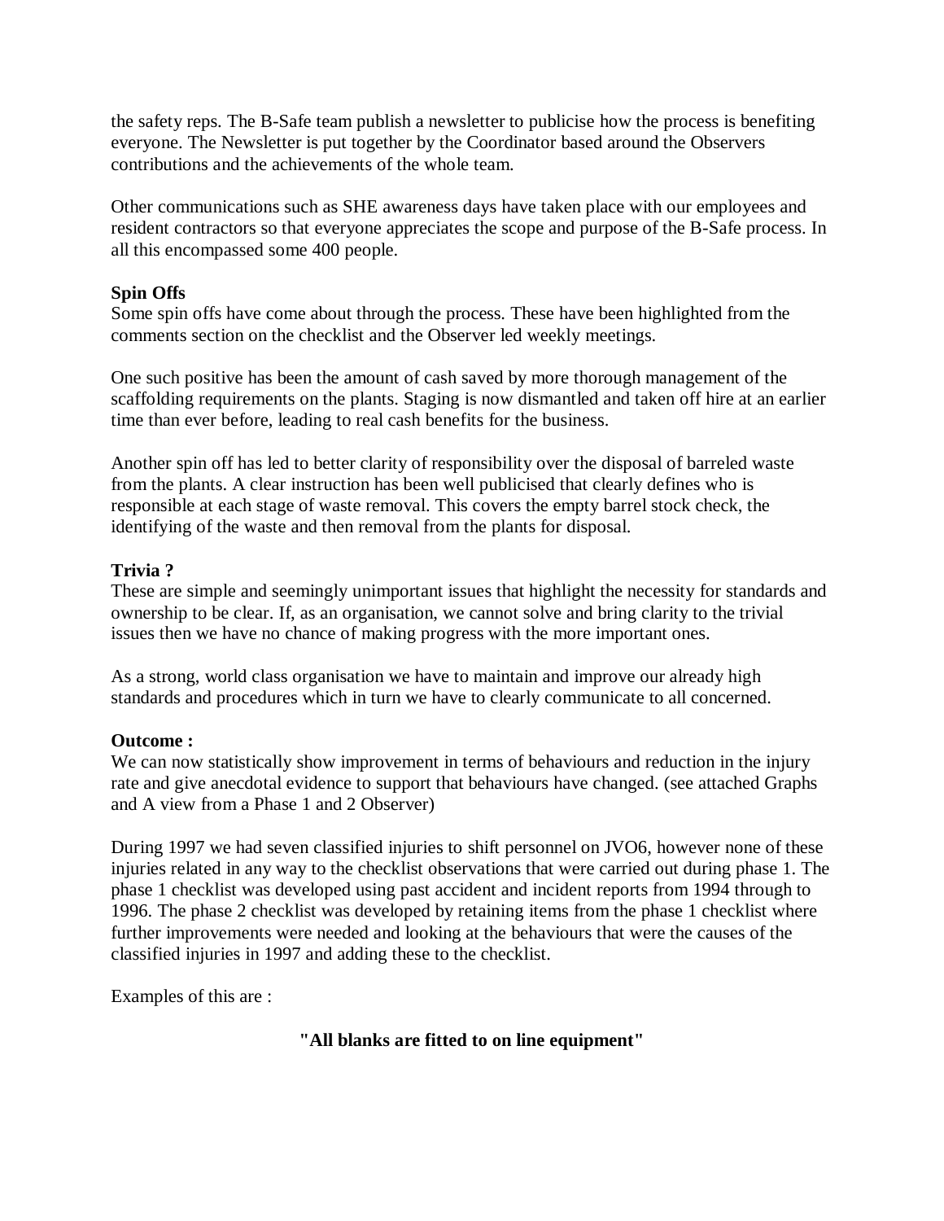the safety reps. The B-Safe team publish a newsletter to publicise how the process is benefiting everyone. The Newsletter is put together by the Coordinator based around the Observers contributions and the achievements of the whole team.

Other communications such as SHE awareness days have taken place with our employees and resident contractors so that everyone appreciates the scope and purpose of the B-Safe process. In all this encompassed some 400 people.

**Spin Offs**
Some spin offs have come about through the process. These have been highlighted from the comments section on the checklist and the Observer led weekly meetings.

One such positive has been the amount of cash saved by more thorough management of the scaffolding requirements on the plants. Staging is now dismantled and taken off hire at an earlier time than ever before, leading to real cash benefits for the business.

Another spin off has led to better clarity of responsibility over the disposal of barreled waste from the plants. A clear instruction has been well publicised that clearly defines who is responsible at each stage of waste removal. This covers the empty barrel stock check, the identifying of the waste and then removal from the plants for disposal.

**Trivia ?**
These are simple and seemingly unimportant issues that highlight the necessity for standards and ownership to be clear. If, as an organisation, we cannot solve and bring clarity to the trivial issues then we have no chance of making progress with the more important ones.

As a strong, world class organisation we have to maintain and improve our already high standards and procedures which in turn we have to clearly communicate to all concerned.

**Outcome :**
We can now statistically show improvement in terms of behaviours and reduction in the injury rate and give anecdotal evidence to support that behaviours have changed. (see attached Graphs and A view from a Phase 1 and 2 Observer)

During 1997 we had seven classified injuries to shift personnel on JVO6, however none of these injuries related in any way to the checklist observations that were carried out during phase 1. The phase 1 checklist was developed using past accident and incident reports from 1994 through to 1996. The phase 2 checklist was developed by retaining items from the phase 1 checklist where further improvements were needed and looking at the behaviours that were the causes of the classified injuries in 1997 and adding these to the checklist.

Examples of this are :

**"All blanks are fitted to on line equipment"**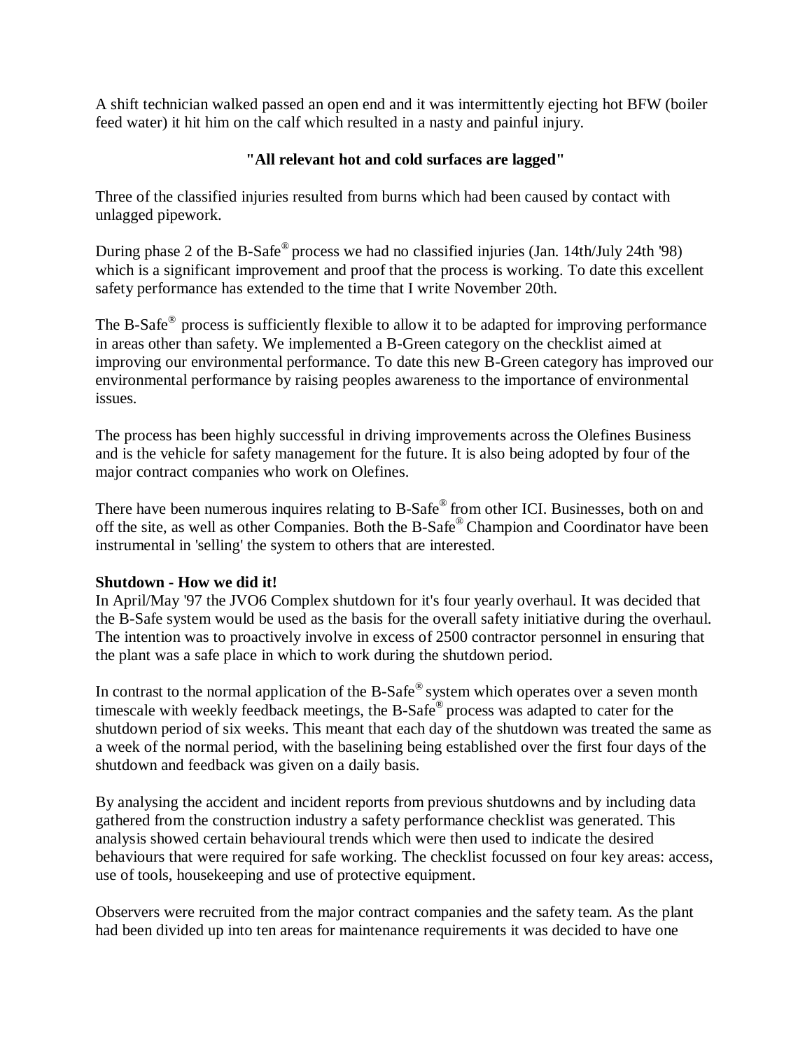A shift technician walked passed an open end and it was intermittently ejecting hot BFW (boiler feed water) it hit him on the calf which resulted in a nasty and painful injury.

**"All relevant hot and cold surfaces are lagged"**

Three of the classified injuries resulted from burns which had been caused by contact with unlagged pipework.

During phase 2 of the B-Safe® process we had no classified injuries (Jan. 14th/July 24th '98) which is a significant improvement and proof that the process is working. To date this excellent safety performance has extended to the time that I write November 20th.

The B-Safe® process is sufficiently flexible to allow it to be adapted for improving performance in areas other than safety. We implemented a B-Green category on the checklist aimed at improving our environmental performance. To date this new B-Green category has improved our environmental performance by raising peoples awareness to the importance of environmental issues.

The process has been highly successful in driving improvements across the Olefines Business and is the vehicle for safety management for the future. It is also being adopted by four of the major contract companies who work on Olefines.

There have been numerous inquires relating to B-Safe® from other ICI. Businesses, both on and off the site, as well as other Companies. Both the B-Safe® Champion and Coordinator have been instrumental in 'selling' the system to others that are interested.

**Shutdown - How we did it!**

In April/May '97 the JVO6 Complex shutdown for it's four yearly overhaul. It was decided that the B-Safe system would be used as the basis for the overall safety initiative during the overhaul. The intention was to proactively involve in excess of 2500 contractor personnel in ensuring that the plant was a safe place in which to work during the shutdown period.

In contrast to the normal application of the B-Safe® system which operates over a seven month timescale with weekly feedback meetings, the B-Safe® process was adapted to cater for the shutdown period of six weeks. This meant that each day of the shutdown was treated the same as a week of the normal period, with the baselining being established over the first four days of the shutdown and feedback was given on a daily basis.

By analysing the accident and incident reports from previous shutdowns and by including data gathered from the construction industry a safety performance checklist was generated. This analysis showed certain behavioural trends which were then used to indicate the desired behaviours that were required for safe working. The checklist focussed on four key areas: access, use of tools, housekeeping and use of protective equipment.

Observers were recruited from the major contract companies and the safety team. As the plant had been divided up into ten areas for maintenance requirements it was decided to have one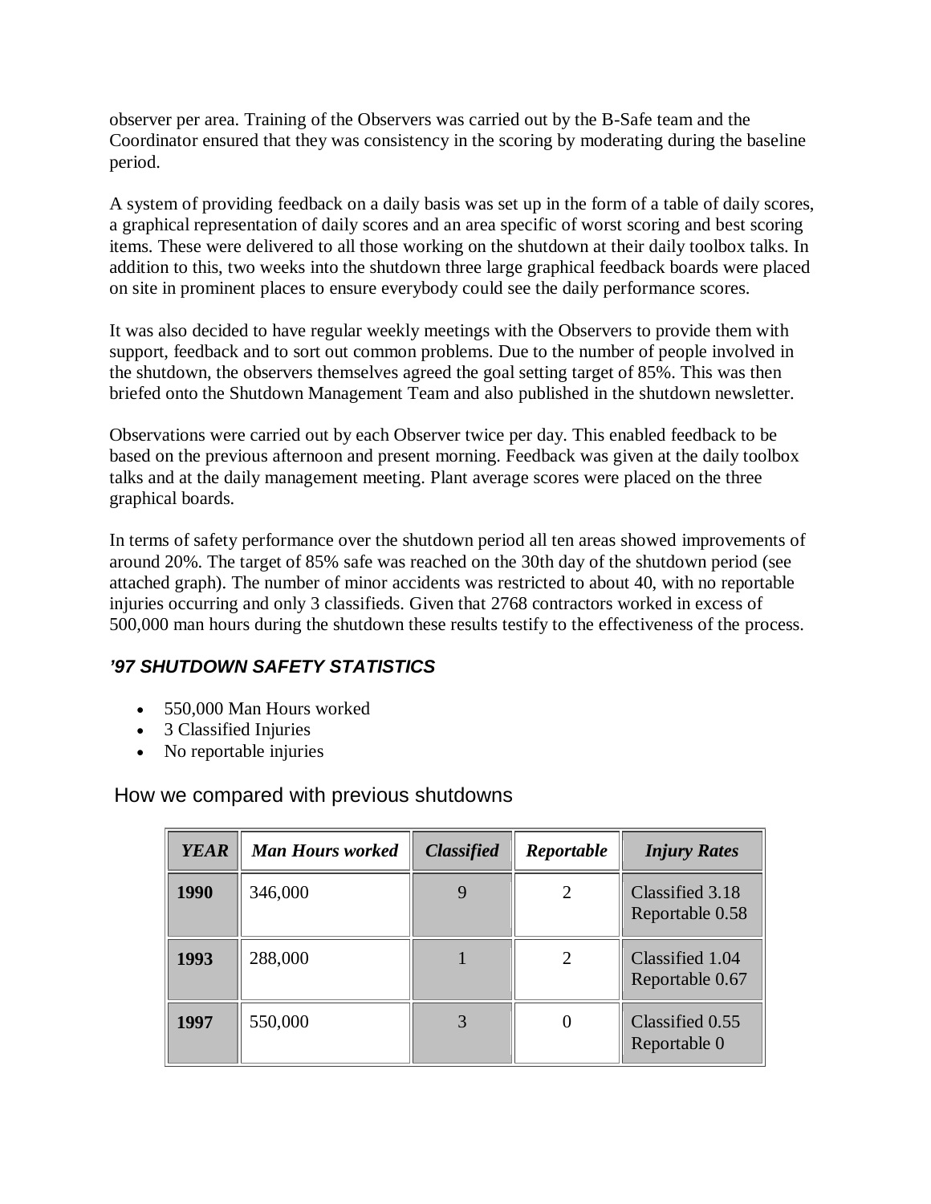observer per area. Training of the Observers was carried out by the B-Safe team and the Coordinator ensured that they was consistency in the scoring by moderating during the baseline period.

A system of providing feedback on a daily basis was set up in the form of a table of daily scores, a graphical representation of daily scores and an area specific of worst scoring and best scoring items. These were delivered to all those working on the shutdown at their daily toolbox talks. In addition to this, two weeks into the shutdown three large graphical feedback boards were placed on site in prominent places to ensure everybody could see the daily performance scores.

It was also decided to have regular weekly meetings with the Observers to provide them with support, feedback and to sort out common problems. Due to the number of people involved in the shutdown, the observers themselves agreed the goal setting target of 85%. This was then briefed onto the Shutdown Management Team and also published in the shutdown newsletter.

Observations were carried out by each Observer twice per day. This enabled feedback to be based on the previous afternoon and present morning. Feedback was given at the daily toolbox talks and at the daily management meeting. Plant average scores were placed on the three graphical boards.

In terms of safety performance over the shutdown period all ten areas showed improvements of around 20%. The target of 85% safe was reached on the 30th day of the shutdown period (see attached graph). The number of minor accidents was restricted to about 40, with no reportable injuries occurring and only 3 classifieds. Given that 2768 contractors worked in excess of 500,000 man hours during the shutdown these results testify to the effectiveness of the process.

### *'97 SHUTDOWN SAFETY STATISTICS*

- 550,000 Man Hours worked
- 3 Classified Injuries
- No reportable injuries

How we compared with previous shutdowns

| *YEAR* | *Man Hours worked* | *Classified* | *Reportable* | *Injury Rates* |
|---|---|---|---|---|
| **1990** | 346,000 | 9 | 2 | Classified 3.18 Reportable 0.58 |
| **1993** | 288,000 | 1 | 2 | Classified 1.04 Reportable 0.67 |
| **1997** | 550,000 | 3 | 0 | Classified 0.55 Reportable 0 |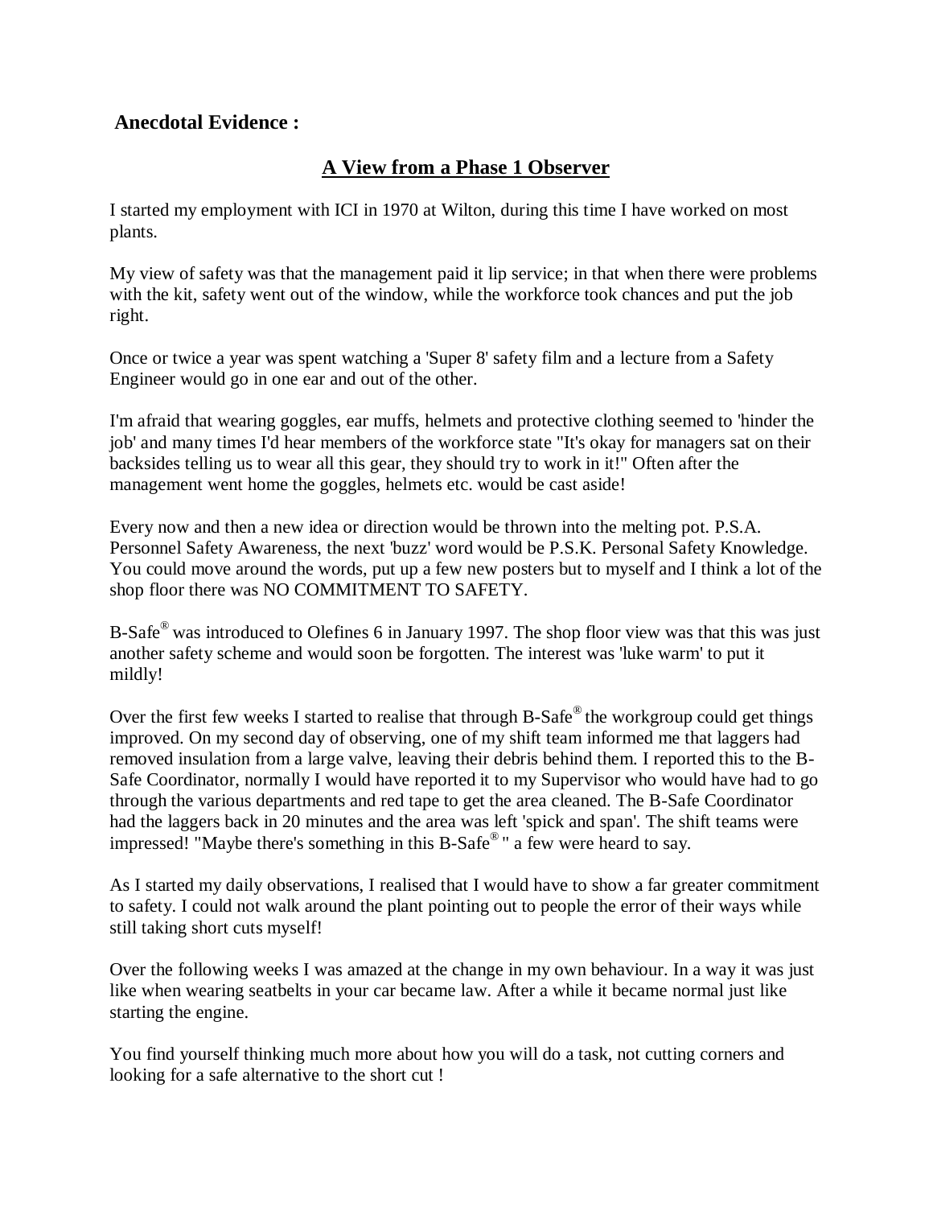**Anecdotal Evidence :**

## A View from a Phase 1 Observer

I started my employment with ICI in 1970 at Wilton, during this time I have worked on most plants.

My view of safety was that the management paid it lip service; in that when there were problems with the kit, safety went out of the window, while the workforce took chances and put the job right.

Once or twice a year was spent watching a 'Super 8' safety film and a lecture from a Safety Engineer would go in one ear and out of the other.

I'm afraid that wearing goggles, ear muffs, helmets and protective clothing seemed to 'hinder the job' and many times I'd hear members of the workforce state "It's okay for managers sat on their backsides telling us to wear all this gear, they should try to work in it!" Often after the management went home the goggles, helmets etc. would be cast aside!

Every now and then a new idea or direction would be thrown into the melting pot. P.S.A. Personnel Safety Awareness, the next 'buzz' word would be P.S.K. Personal Safety Knowledge. You could move around the words, put up a few new posters but to myself and I think a lot of the shop floor there was NO COMMITMENT TO SAFETY.

B-Safe® was introduced to Olefines 6 in January 1997. The shop floor view was that this was just another safety scheme and would soon be forgotten. The interest was 'luke warm' to put it mildly!

Over the first few weeks I started to realise that through B-Safe® the workgroup could get things improved. On my second day of observing, one of my shift team informed me that laggers had removed insulation from a large valve, leaving their debris behind them. I reported this to the B-Safe Coordinator, normally I would have reported it to my Supervisor who would have had to go through the various departments and red tape to get the area cleaned. The B-Safe Coordinator had the laggers back in 20 minutes and the area was left 'spick and span'. The shift teams were impressed! "Maybe there's something in this B-Safe® " a few were heard to say.

As I started my daily observations, I realised that I would have to show a far greater commitment to safety. I could not walk around the plant pointing out to people the error of their ways while still taking short cuts myself!

Over the following weeks I was amazed at the change in my own behaviour. In a way it was just like when wearing seatbelts in your car became law. After a while it became normal just like starting the engine.

You find yourself thinking much more about how you will do a task, not cutting corners and looking for a safe alternative to the short cut !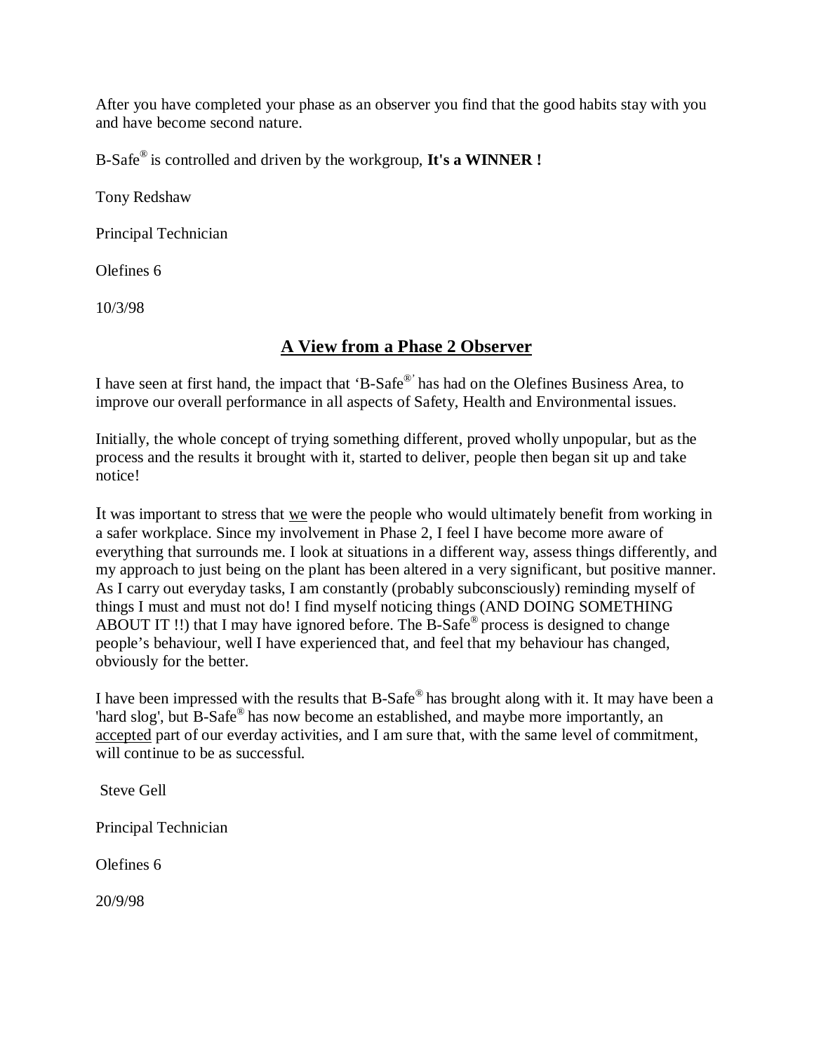After you have completed your phase as an observer you find that the good habits stay with you and have become second nature.

B-Safe® is controlled and driven by the workgroup, **It's a WINNER !**

Tony Redshaw

Principal Technician

Olefines 6

10/3/98

## A View from a Phase 2 Observer

I have seen at first hand, the impact that 'B-Safe®' has had on the Olefines Business Area, to improve our overall performance in all aspects of Safety, Health and Environmental issues.

Initially, the whole concept of trying something different, proved wholly unpopular, but as the process and the results it brought with it, started to deliver, people then began sit up and take notice!

It was important to stress that we were the people who would ultimately benefit from working in a safer workplace. Since my involvement in Phase 2, I feel I have become more aware of everything that surrounds me. I look at situations in a different way, assess things differently, and my approach to just being on the plant has been altered in a very significant, but positive manner. As I carry out everyday tasks, I am constantly (probably subconsciously) reminding myself of things I must and must not do! I find myself noticing things (AND DOING SOMETHING ABOUT IT !!) that I may have ignored before. The B-Safe® process is designed to change people's behaviour, well I have experienced that, and feel that my behaviour has changed, obviously for the better.

I have been impressed with the results that B-Safe® has brought along with it. It may have been a 'hard slog', but B-Safe® has now become an established, and maybe more importantly, an accepted part of our everday activities, and I am sure that, with the same level of commitment, will continue to be as successful.

Steve Gell

Principal Technician

Olefines 6

20/9/98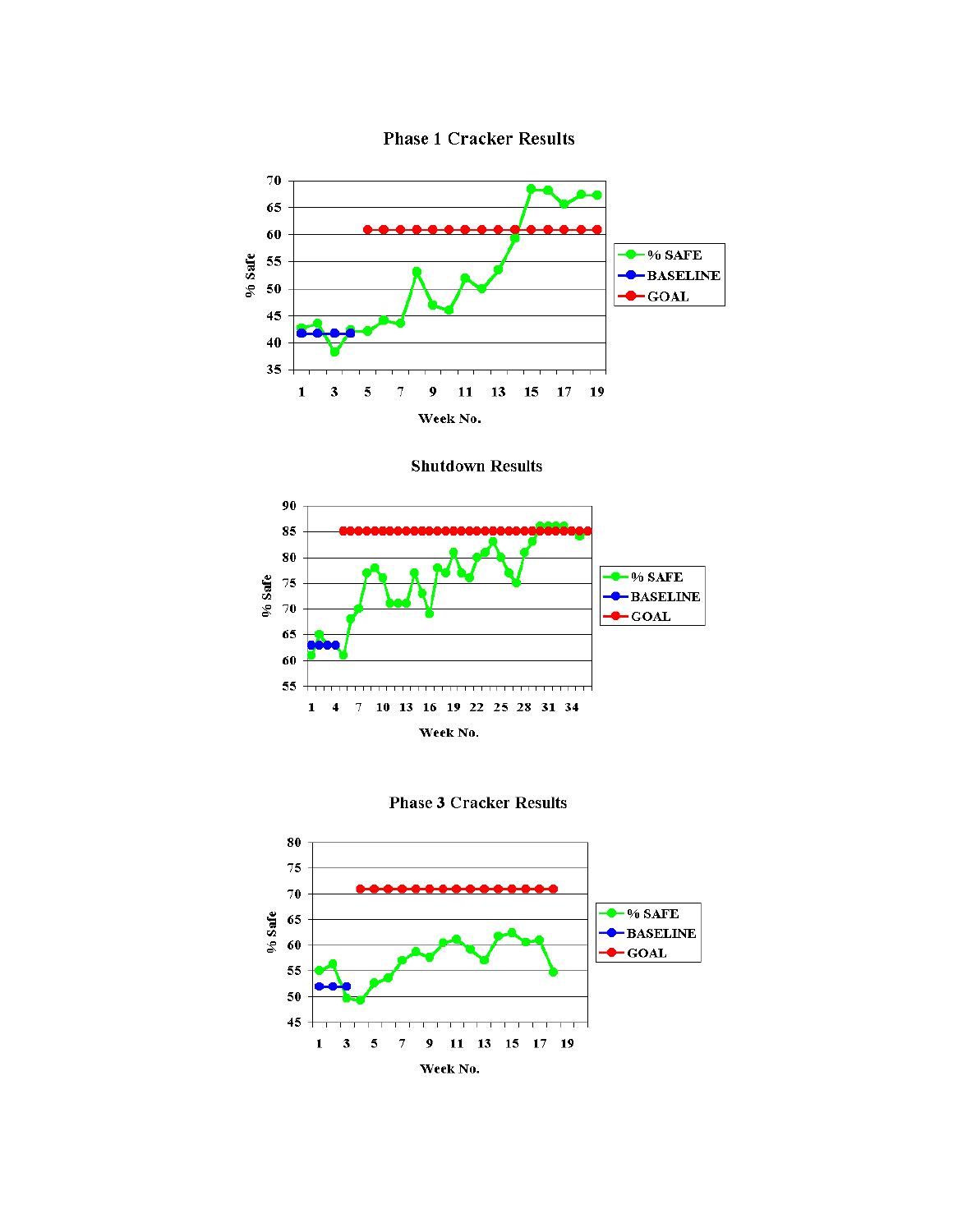### Phase 1 Cracker Results

% Safe vs. Week No. (Legend: % SAFE, BASELINE, GOAL)

### Shutdown Results

% Safe vs. Week No. (Legend: % SAFE, BASELINE, GOAL)

### Phase 3 Cracker Results

% Safe vs. Week No. (Legend: % SAFE, BASELINE, GOAL)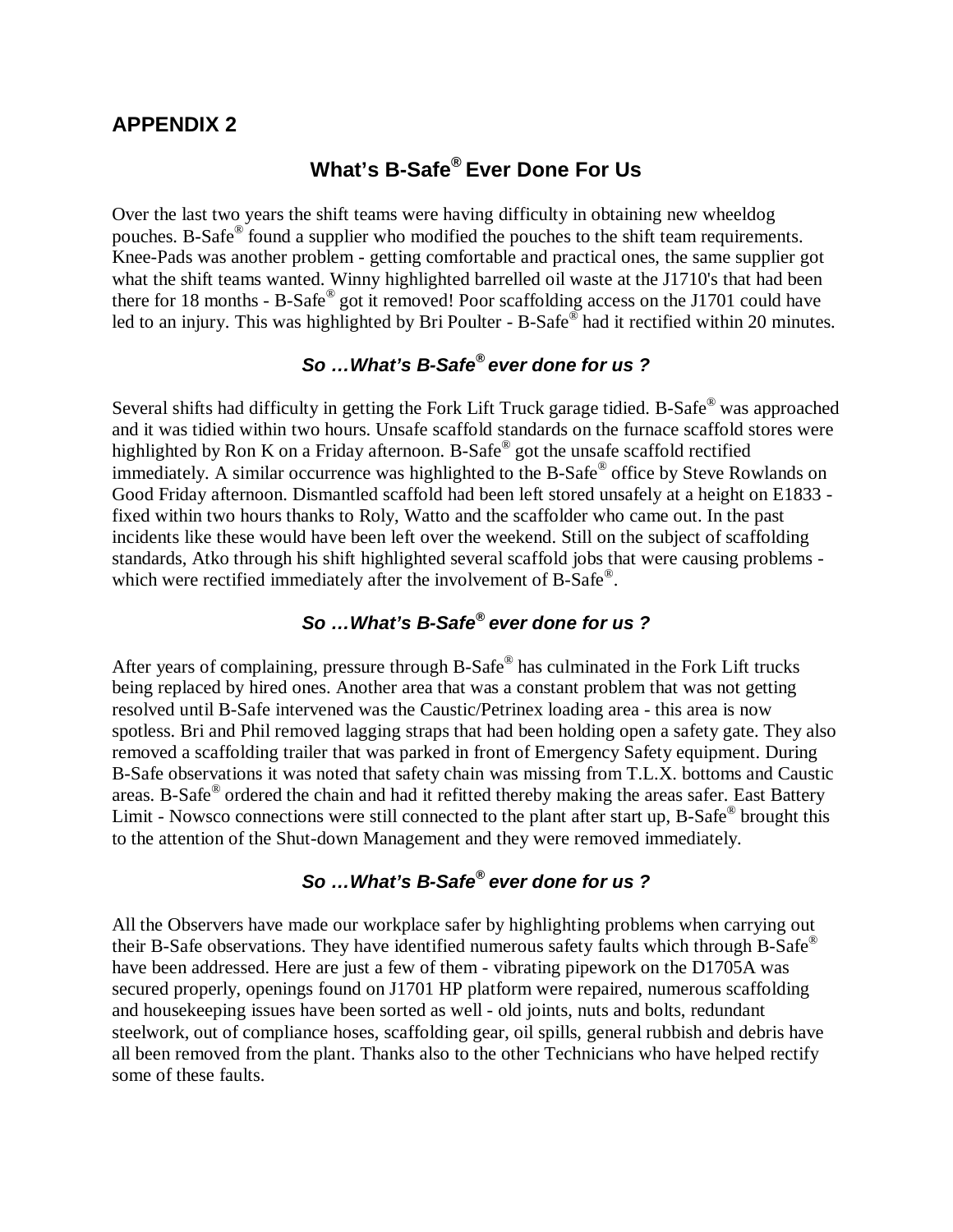## APPENDIX 2

# What's B-Safe® Ever Done For Us

Over the last two years the shift teams were having difficulty in obtaining new wheeldog pouches. B-Safe® found a supplier who modified the pouches to the shift team requirements. Knee-Pads was another problem - getting comfortable and practical ones, the same supplier got what the shift teams wanted. Winny highlighted barrelled oil waste at the J1710's that had been there for 18 months - B-Safe® got it removed! Poor scaffolding access on the J1701 could have led to an injury. This was highlighted by Bri Poulter - B-Safe® had it rectified within 20 minutes.

### *So …What's B-Safe® ever done for us ?*

Several shifts had difficulty in getting the Fork Lift Truck garage tidied. B-Safe® was approached and it was tidied within two hours. Unsafe scaffold standards on the furnace scaffold stores were highlighted by Ron K on a Friday afternoon. B-Safe® got the unsafe scaffold rectified immediately. A similar occurrence was highlighted to the B-Safe® office by Steve Rowlands on Good Friday afternoon. Dismantled scaffold had been left stored unsafely at a height on E1833 - fixed within two hours thanks to Roly, Watto and the scaffolder who came out. In the past incidents like these would have been left over the weekend. Still on the subject of scaffolding standards, Atko through his shift highlighted several scaffold jobs that were causing problems - which were rectified immediately after the involvement of B-Safe®.

### *So …What's B-Safe® ever done for us ?*

After years of complaining, pressure through B-Safe® has culminated in the Fork Lift trucks being replaced by hired ones. Another area that was a constant problem that was not getting resolved until B-Safe intervened was the Caustic/Petrinex loading area - this area is now spotless. Bri and Phil removed lagging straps that had been holding open a safety gate. They also removed a scaffolding trailer that was parked in front of Emergency Safety equipment. During B-Safe observations it was noted that safety chain was missing from T.L.X. bottoms and Caustic areas. B-Safe® ordered the chain and had it refitted thereby making the areas safer. East Battery Limit - Nowsco connections were still connected to the plant after start up, B-Safe® brought this to the attention of the Shut-down Management and they were removed immediately.

### *So …What's B-Safe® ever done for us ?*

All the Observers have made our workplace safer by highlighting problems when carrying out their B-Safe observations. They have identified numerous safety faults which through B-Safe® have been addressed. Here are just a few of them - vibrating pipework on the D1705A was secured properly, openings found on J1701 HP platform were repaired, numerous scaffolding and housekeeping issues have been sorted as well - old joints, nuts and bolts, redundant steelwork, out of compliance hoses, scaffolding gear, oil spills, general rubbish and debris have all been removed from the plant. Thanks also to the other Technicians who have helped rectify some of these faults.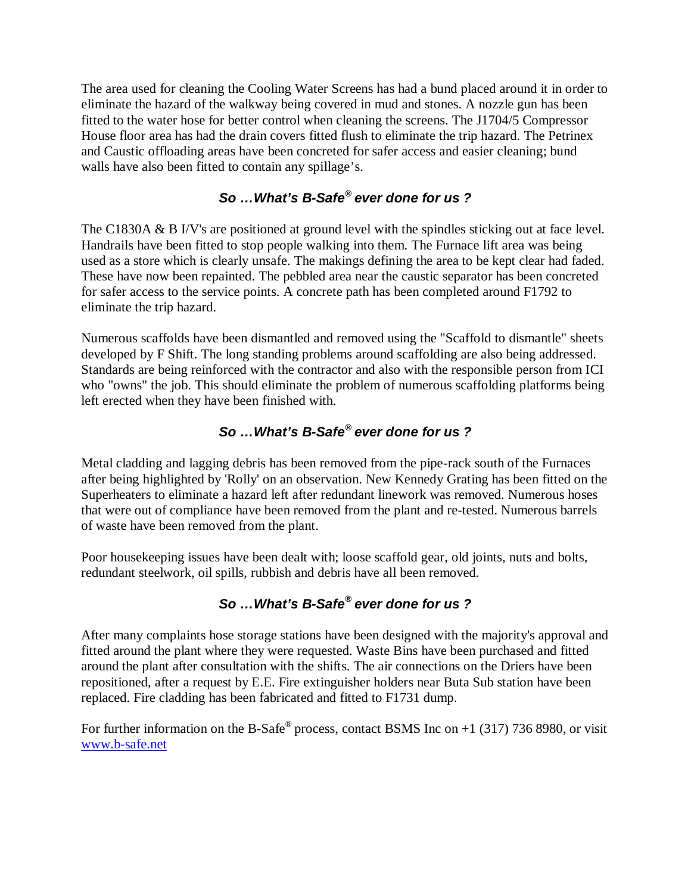The area used for cleaning the Cooling Water Screens has had a bund placed around it in order to eliminate the hazard of the walkway being covered in mud and stones. A nozzle gun has been fitted to the water hose for better control when cleaning the screens. The J1704/5 Compressor House floor area has had the drain covers fitted flush to eliminate the trip hazard. The Petrinex and Caustic offloading areas have been concreted for safer access and easier cleaning; bund walls have also been fitted to contain any spillage's.

### *So …What's B-Safe® ever done for us ?*

The C1830A & B I/V's are positioned at ground level with the spindles sticking out at face level. Handrails have been fitted to stop people walking into them. The Furnace lift area was being used as a store which is clearly unsafe. The makings defining the area to be kept clear had faded. These have now been repainted. The pebbled area near the caustic separator has been concreted for safer access to the service points. A concrete path has been completed around F1792 to eliminate the trip hazard.

Numerous scaffolds have been dismantled and removed using the "Scaffold to dismantle" sheets developed by F Shift. The long standing problems around scaffolding are also being addressed. Standards are being reinforced with the contractor and also with the responsible person from ICI who "owns" the job. This should eliminate the problem of numerous scaffolding platforms being left erected when they have been finished with.

### *So …What's B-Safe® ever done for us ?*

Metal cladding and lagging debris has been removed from the pipe-rack south of the Furnaces after being highlighted by 'Rolly' on an observation. New Kennedy Grating has been fitted on the Superheaters to eliminate a hazard left after redundant linework was removed. Numerous hoses that were out of compliance have been removed from the plant and re-tested. Numerous barrels of waste have been removed from the plant.

Poor housekeeping issues have been dealt with; loose scaffold gear, old joints, nuts and bolts, redundant steelwork, oil spills, rubbish and debris have all been removed.

### *So …What's B-Safe® ever done for us ?*

After many complaints hose storage stations have been designed with the majority's approval and fitted around the plant where they were requested. Waste Bins have been purchased and fitted around the plant after consultation with the shifts. The air connections on the Driers have been repositioned, after a request by E.E. Fire extinguisher holders near Buta Sub station have been replaced. Fire cladding has been fabricated and fitted to F1731 dump.

For further information on the B-Safe® process, contact BSMS Inc on +1 (317) 736 8980, or visit [www.b-safe.net](http://www.b-safe.net)